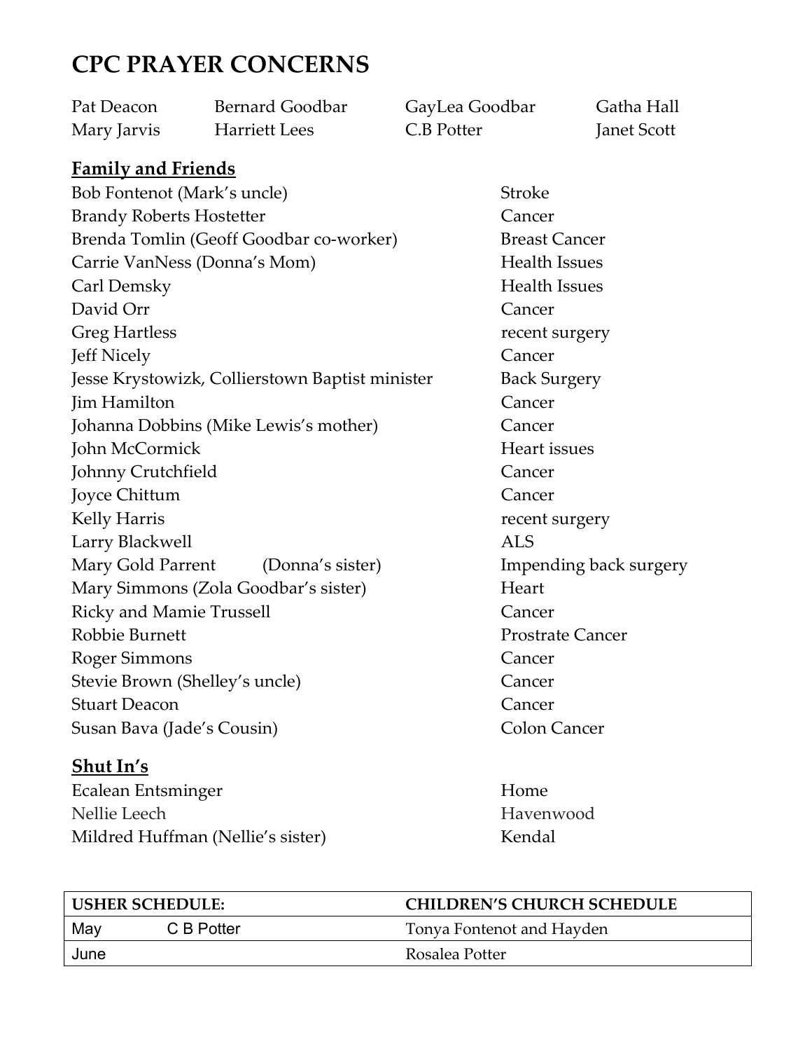# CPC PRAYER CONCERNS

| | | | |
|---|---|---|---|
| Pat Deacon | Bernard Goodbar | GayLea Goodbar | Gatha Hall |
| Mary Jarvis | Harriett Lees | C.B Potter | Janet Scott |

## Family and Friends

| | |
|---|---|
| Bob Fontenot (Mark's uncle) | Stroke |
| Brandy Roberts Hostetter | Cancer |
| Brenda Tomlin (Geoff Goodbar co-worker) | Breast Cancer |
| Carrie VanNess (Donna's Mom) | Health Issues |
| Carl Demsky | Health Issues |
| David Orr | Cancer |
| Greg Hartless | recent surgery |
| Jeff Nicely | Cancer |
| Jesse Krystowizk, Collierstown Baptist minister | Back Surgery |
| Jim Hamilton | Cancer |
| Johanna Dobbins (Mike Lewis's mother) | Cancer |
| John McCormick | Heart issues |
| Johnny Crutchfield | Cancer |
| Joyce Chittum | Cancer |
| Kelly Harris | recent surgery |
| Larry Blackwell | ALS |
| Mary Gold Parrent (Donna's sister) | Impending back surgery |
| Mary Simmons (Zola Goodbar's sister) | Heart |
| Ricky and Mamie Trussell | Cancer |
| Robbie Burnett | Prostrate Cancer |
| Roger Simmons | Cancer |
| Stevie Brown (Shelley's uncle) | Cancer |
| Stuart Deacon | Cancer |
| Susan Bava (Jade's Cousin) | Colon Cancer |

## Shut In's

| | |
|---|---|
| Ecalean Entsminger | Home |
| Nellie Leech | Havenwood |
| Mildred Huffman (Nellie's sister) | Kendal |

| USHER SCHEDULE: | | CHILDREN'S CHURCH SCHEDULE |
|---|---|---|
| May | C B Potter | Tonya Fontenot and Hayden |
| June | | Rosalea Potter |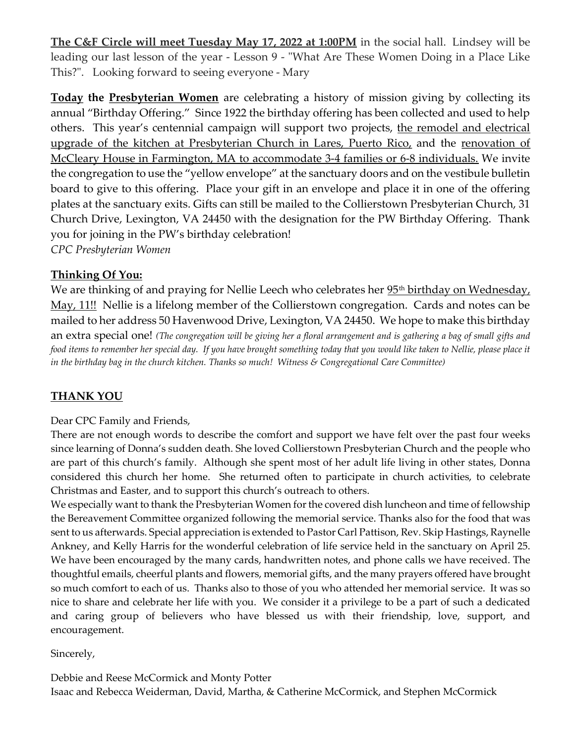**<u>The C&F Circle will meet Tuesday May 17, 2022 at 1:00PM</u>** in the social hall. Lindsey will be leading our last lesson of the year - Lesson 9 - "What Are These Women Doing in a Place Like This?". Looking forward to seeing everyone - Mary

**<u>Today</u> the <u>Presbyterian Women</u>** are celebrating a history of mission giving by collecting its annual "Birthday Offering." Since 1922 the birthday offering has been collected and used to help others. This year's centennial campaign will support two projects, <u>the remodel and electrical upgrade of the kitchen at Presbyterian Church in Lares, Puerto Rico,</u> and the <u>renovation of McCleary House in Farmington, MA to accommodate 3-4 families or 6-8 individuals.</u> We invite the congregation to use the "yellow envelope" at the sanctuary doors and on the vestibule bulletin board to give to this offering. Place your gift in an envelope and place it in one of the offering plates at the sanctuary exits. Gifts can still be mailed to the Collierstown Presbyterian Church, 31 Church Drive, Lexington, VA 24450 with the designation for the PW Birthday Offering. Thank you for joining in the PW's birthday celebration!
*CPC Presbyterian Women*

**<u>Thinking Of You:</u>**
We are thinking of and praying for Nellie Leech who celebrates her <u>95th birthday on Wednesday, May, 11!!</u> Nellie is a lifelong member of the Collierstown congregation. Cards and notes can be mailed to her address 50 Havenwood Drive, Lexington, VA 24450. We hope to make this birthday an extra special one! *(The congregation will be giving her a floral arrangement and is gathering a bag of small gifts and food items to remember her special day. If you have brought something today that you would like taken to Nellie, please place it in the birthday bag in the church kitchen. Thanks so much! Witness & Congregational Care Committee)*

**<u>THANK YOU</u>**

Dear CPC Family and Friends,
There are not enough words to describe the comfort and support we have felt over the past four weeks since learning of Donna's sudden death. She loved Collierstown Presbyterian Church and the people who are part of this church's family. Although she spent most of her adult life living in other states, Donna considered this church her home. She returned often to participate in church activities, to celebrate Christmas and Easter, and to support this church's outreach to others.
We especially want to thank the Presbyterian Women for the covered dish luncheon and time of fellowship the Bereavement Committee organized following the memorial service. Thanks also for the food that was sent to us afterwards. Special appreciation is extended to Pastor Carl Pattison, Rev. Skip Hastings, Raynelle Ankney, and Kelly Harris for the wonderful celebration of life service held in the sanctuary on April 25. We have been encouraged by the many cards, handwritten notes, and phone calls we have received. The thoughtful emails, cheerful plants and flowers, memorial gifts, and the many prayers offered have brought so much comfort to each of us. Thanks also to those of you who attended her memorial service. It was so nice to share and celebrate her life with you. We consider it a privilege to be a part of such a dedicated and caring group of believers who have blessed us with their friendship, love, support, and encouragement.

Sincerely,

Debbie and Reese McCormick and Monty Potter
Isaac and Rebecca Weiderman, David, Martha, & Catherine McCormick, and Stephen McCormick